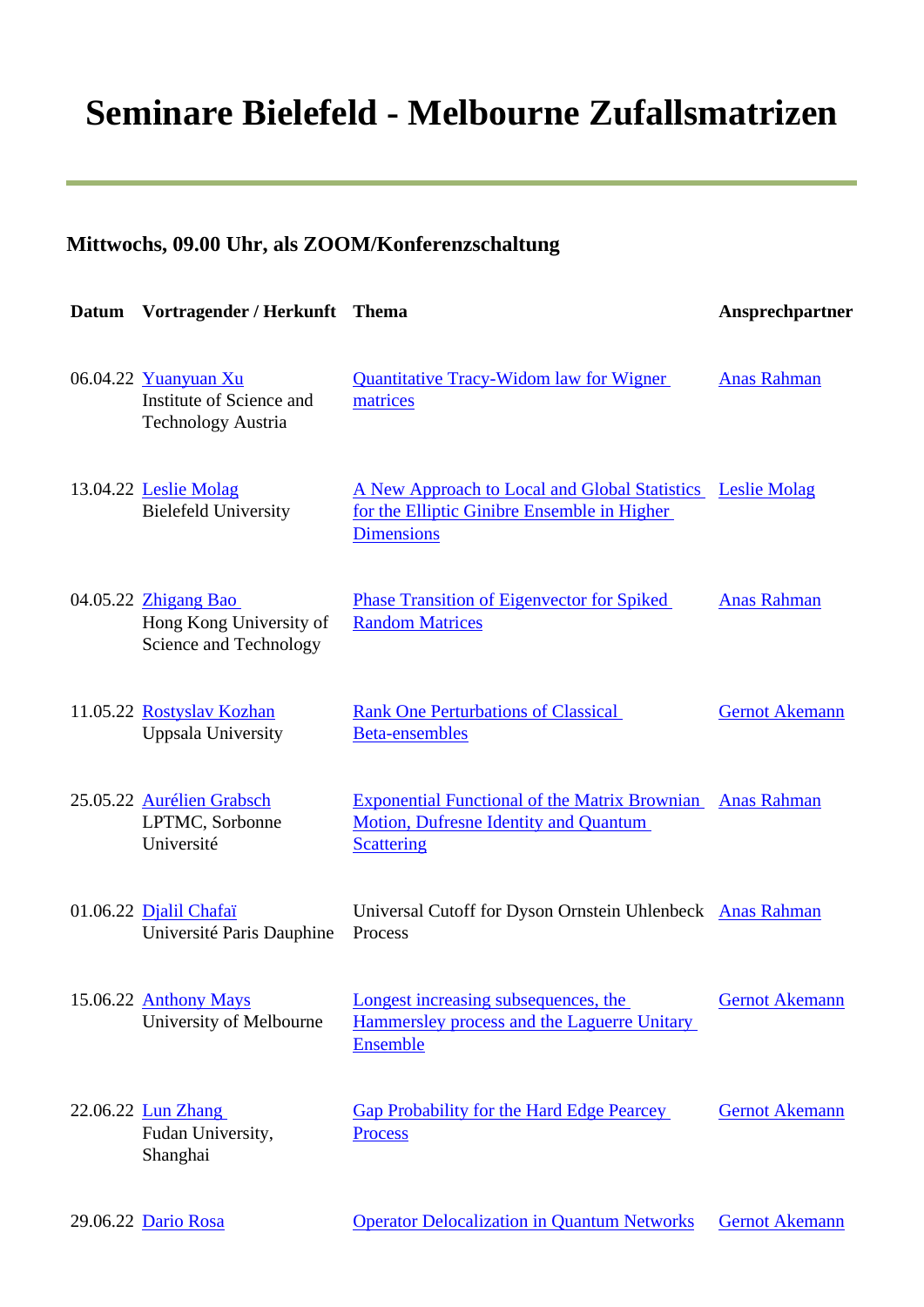# Seminare Bielefeld - Melbourne Zufallsmatrizen

### Mittwochs, 09.00 Uhr, als ZOOM/Konferenzschaltung

| Datum | Vortragender / Herkunft | Thema | Ansprechpartner |
|---|---|---|---|
| 06.04.22 | Yuanyuan Xu<br>Institute of Science and Technology Austria | Quantitative Tracy-Widom law for Wigner matrices | Anas Rahman |
| 13.04.22 | Leslie Molag<br>Bielefeld University | A New Approach to Local and Global Statistics for the Elliptic Ginibre Ensemble in Higher Dimensions | Leslie Molag |
| 04.05.22 | Zhigang Bao<br>Hong Kong University of Science and Technology | Phase Transition of Eigenvector for Spiked Random Matrices | Anas Rahman |
| 11.05.22 | Rostyslav Kozhan<br>Uppsala University | Rank One Perturbations of Classical Beta-ensembles | Gernot Akemann |
| 25.05.22 | Aurélien Grabsch<br>LPTMC, Sorbonne Université | Exponential Functional of the Matrix Brownian Motion, Dufresne Identity and Quantum Scattering | Anas Rahman |
| 01.06.22 | Djalil Chafaï<br>Université Paris Dauphine | Universal Cutoff for Dyson Ornstein Uhlenbeck Process | Anas Rahman |
| 15.06.22 | Anthony Mays<br>University of Melbourne | Longest increasing subsequences, the Hammersley process and the Laguerre Unitary Ensemble | Gernot Akemann |
| 22.06.22 | Lun Zhang<br>Fudan University, Shanghai | Gap Probability for the Hard Edge Pearcey Process | Gernot Akemann |
| 29.06.22 | Dario Rosa | Operator Delocalization in Quantum Networks | Gernot Akemann |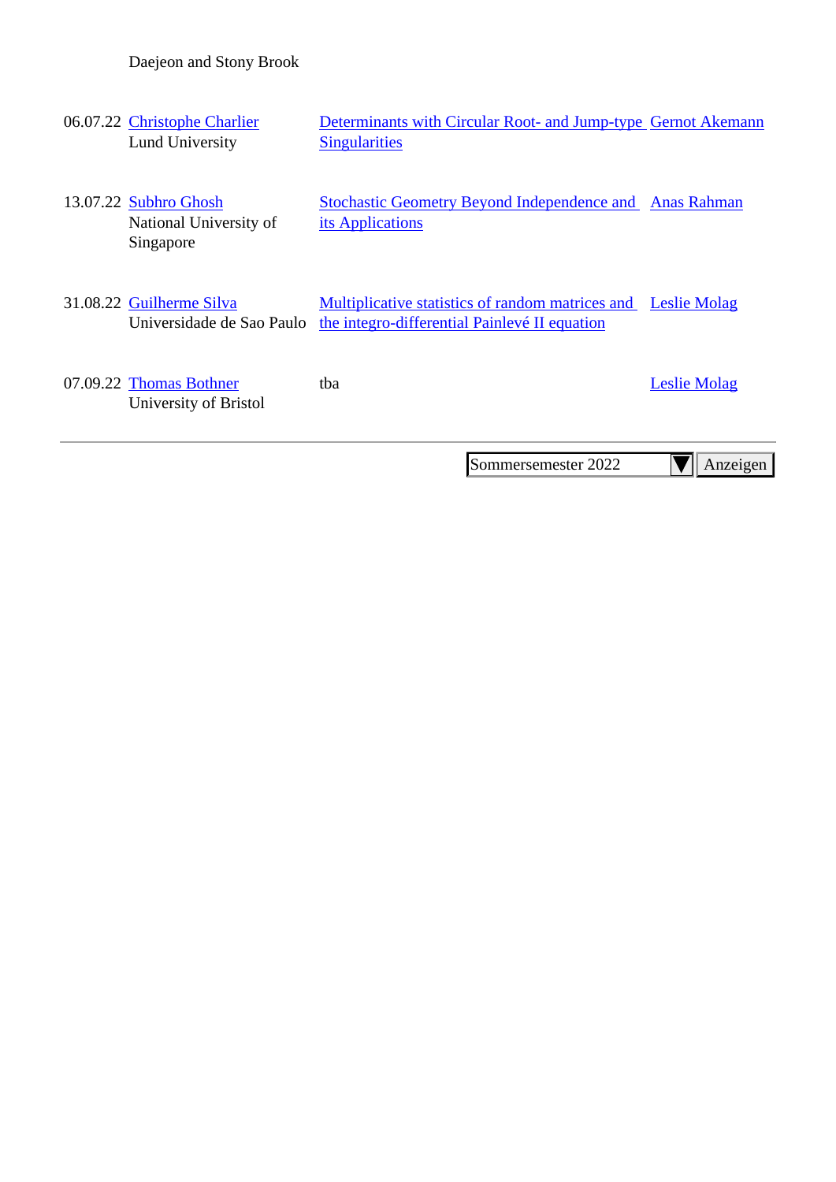| | | | |
|---|---|---|---|
| | Daejeon and Stony Brook | | |
| 06.07.22 | Christophe Charlier<br>Lund University | Determinants with Circular Root- and Jump-type Singularities | Gernot Akemann |
| 13.07.22 | Subhro Ghosh<br>National University of Singapore | Stochastic Geometry Beyond Independence and its Applications | Anas Rahman |
| 31.08.22 | Guilherme Silva<br>Universidade de Sao Paulo | Multiplicative statistics of random matrices and the integro-differential Painlevé II equation | Leslie Molag |
| 07.09.22 | Thomas Bothner<br>University of Bristol | tba | Leslie Molag |

---

Sommersemester 2022 ▼ Anzeigen